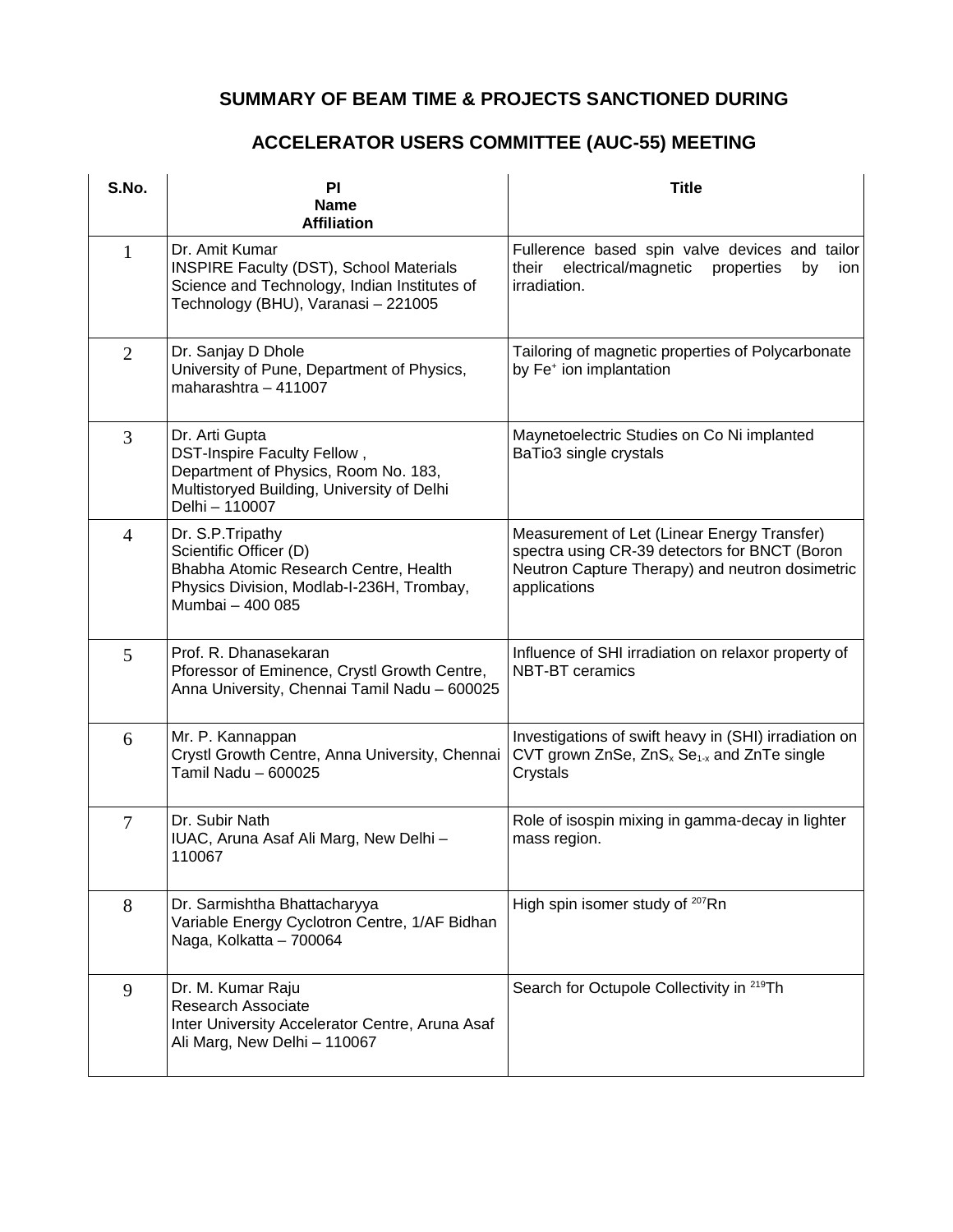# SUMMARY OF BEAM TIME & PROJECTS SANCTIONED DURING

# ACCELERATOR USERS COMMITTEE (AUC-55) MEETING

| S.No. | PI<br>Name<br>Affiliation | Title |
|---|---|---|
| 1 | Dr. Amit Kumar<br>INSPIRE Faculty (DST), School Materials Science and Technology, Indian Institutes of Technology (BHU), Varanasi – 221005 | Fullerence based spin valve devices and tailor their electrical/magnetic properties by ion irradiation. |
| 2 | Dr. Sanjay D Dhole<br>University of Pune, Department of Physics, maharashtra – 411007 | Tailoring of magnetic properties of Polycarbonate by $Fe^{+}$ ion implantation |
| 3 | Dr. Arti Gupta<br>DST-Inspire Faculty Fellow ,<br>Department of Physics, Room No. 183, Multistoryed Building, University of Delhi Delhi – 110007 | Maynetoelectric Studies on Co Ni implanted BaTio3 single crystals |
| 4 | Dr. S.P.Tripathy<br>Scientific Officer (D)<br>Bhabha Atomic Research Centre, Health Physics Division, Modlab-I-236H, Trombay, Mumbai – 400 085 | Measurement of Let (Linear Energy Transfer) spectra using CR-39 detectors for BNCT (Boron Neutron Capture Therapy) and neutron dosimetric applications |
| 5 | Prof. R. Dhanasekaran<br>Pforessor of Eminence, Crystl Growth Centre, Anna University, Chennai Tamil Nadu – 600025 | Influence of SHI irradiation on relaxor property of NBT-BT ceramics |
| 6 | Mr. P. Kannappan<br>Crystl Growth Centre, Anna University, Chennai Tamil Nadu – 600025 | Investigations of swift heavy in (SHI) irradiation on CVT grown ZnSe, $ZnS_x\ Se_{1-x}$ and ZnTe single Crystals |
| 7 | Dr. Subir Nath<br>IUAC, Aruna Asaf Ali Marg, New Delhi – 110067 | Role of isospin mixing in gamma-decay in lighter mass region. |
| 8 | Dr. Sarmishtha Bhattacharyya<br>Variable Energy Cyclotron Centre, 1/AF Bidhan Naga, Kolkatta – 700064 | High spin isomer study of $^{207}$Rn |
| 9 | Dr. M. Kumar Raju<br>Research Associate<br>Inter University Accelerator Centre, Aruna Asaf Ali Marg, New Delhi – 110067 | Search for Octupole Collectivity in $^{219}$Th |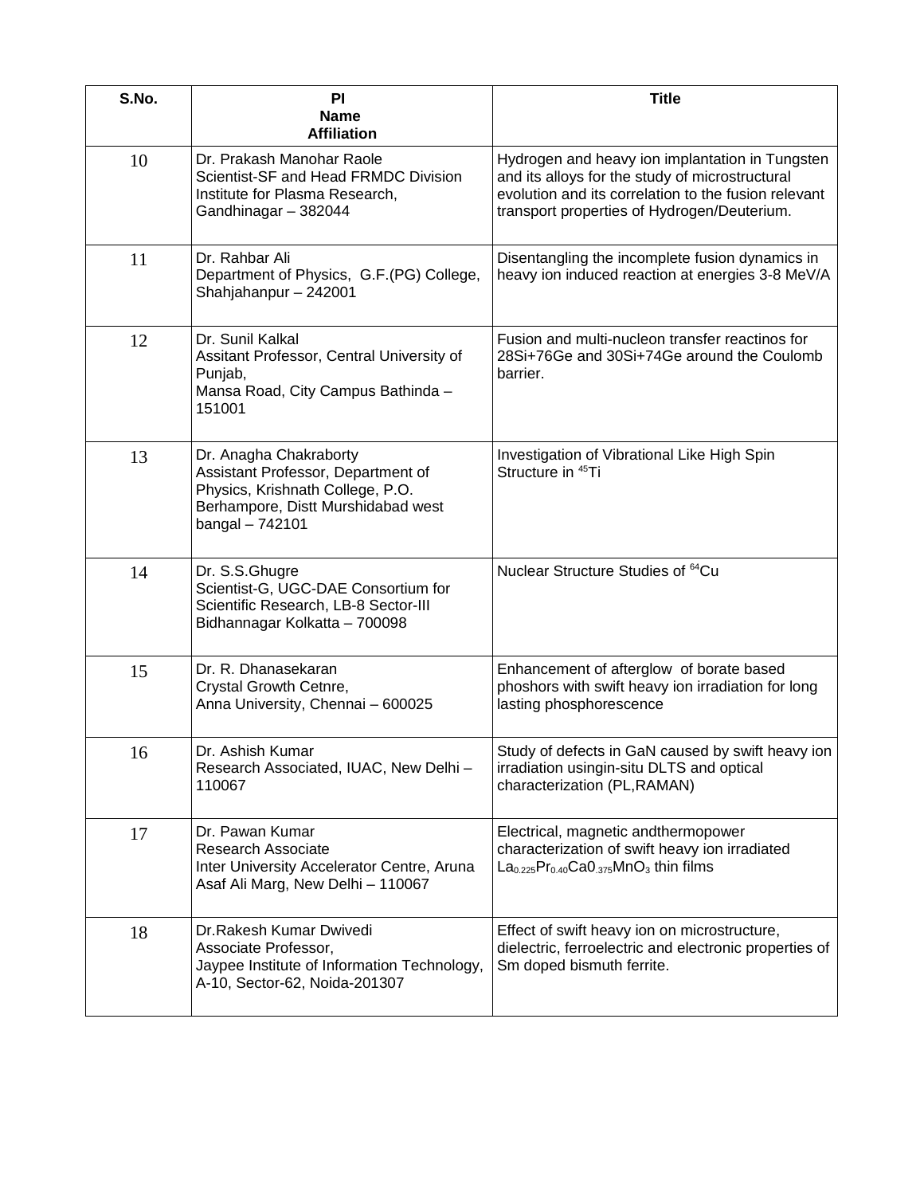| S.No. | PI Name Affiliation | Title |
|---|---|---|
| 10 | Dr. Prakash Manohar Raole<br>Scientist-SF and Head FRMDC Division<br>Institute for Plasma Research, Gandhinagar – 382044 | Hydrogen and heavy ion implantation in Tungsten and its alloys for the study of microstructural evolution and its correlation to the fusion relevant transport properties of Hydrogen/Deuterium. |
| 11 | Dr. Rahbar Ali<br>Department of Physics, G.F.(PG) College, Shahjahanpur – 242001 | Disentangling the incomplete fusion dynamics in heavy ion induced reaction at energies 3-8 MeV/A |
| 12 | Dr. Sunil Kalkal<br>Assitant Professor, Central University of Punjab,<br>Mansa Road, City Campus Bathinda – 151001 | Fusion and multi-nucleon transfer reactinos for 28Si+76Ge and 30Si+74Ge around the Coulomb barrier. |
| 13 | Dr. Anagha Chakraborty<br>Assistant Professor, Department of Physics, Krishnath College, P.O. Berhampore, Distt Murshidabad west bangal – 742101 | Investigation of Vibrational Like High Spin Structure in $^{45}$Ti |
| 14 | Dr. S.S.Ghugre<br>Scientist-G, UGC-DAE Consortium for Scientific Research, LB-8 Sector-III Bidhannagar Kolkatta – 700098 | Nuclear Structure Studies of $^{64}$Cu |
| 15 | Dr. R. Dhanasekaran<br>Crystal Growth Cetnre,<br>Anna University, Chennai – 600025 | Enhancement of afterglow of borate based phoshors with swift heavy ion irradiation for long lasting phosphorescence |
| 16 | Dr. Ashish Kumar<br>Research Associated, IUAC, New Delhi – 110067 | Study of defects in GaN caused by swift heavy ion irradiation usingin-situ DLTS and optical characterization (PL,RAMAN) |
| 17 | Dr. Pawan Kumar<br>Research Associate<br>Inter University Accelerator Centre, Aruna Asaf Ali Marg, New Delhi – 110067 | Electrical, magnetic andthermopower characterization of swift heavy ion irradiated $La_{0.225}Pr_{0.40}Ca0_{.375}MnO_3$ thin films |
| 18 | Dr.Rakesh Kumar Dwivedi<br>Associate Professor,<br>Jaypee Institute of Information Technology, A-10, Sector-62, Noida-201307 | Effect of swift heavy ion on microstructure, dielectric, ferroelectric and electronic properties of Sm doped bismuth ferrite. |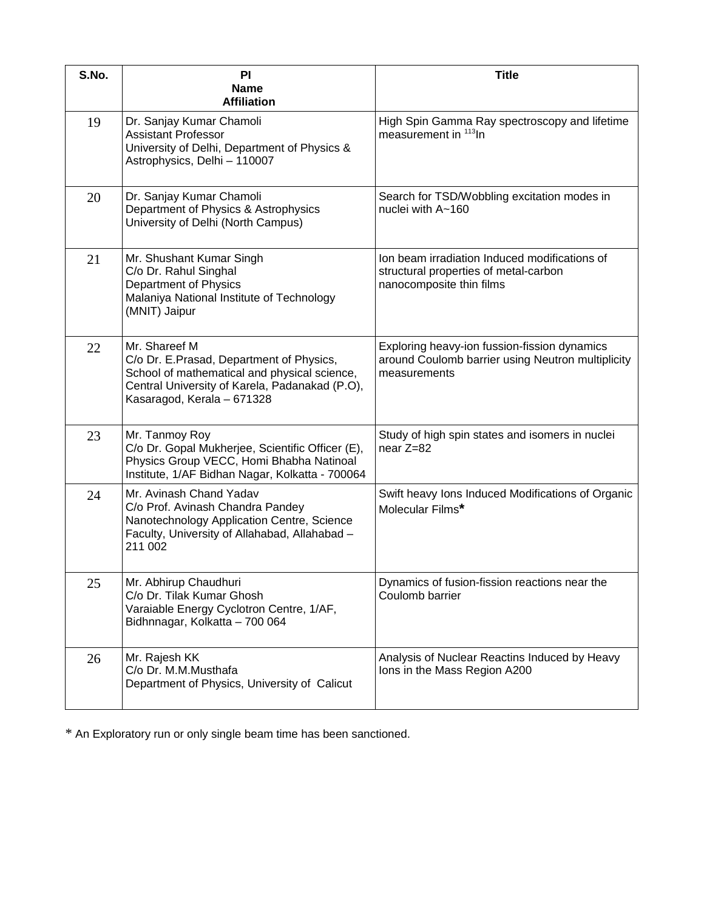| S.No. | PI Name Affiliation | Title |
|---|---|---|
| 19 | Dr. Sanjay Kumar Chamoli<br>Assistant Professor<br>University of Delhi, Department of Physics & Astrophysics, Delhi – 110007 | High Spin Gamma Ray spectroscopy and lifetime measurement in $^{113}$In |
| 20 | Dr. Sanjay Kumar Chamoli<br>Department of Physics & Astrophysics<br>University of Delhi (North Campus) | Search for TSD/Wobbling excitation modes in nuclei with A~160 |
| 21 | Mr. Shushant Kumar Singh<br>C/o Dr. Rahul Singhal<br>Department of Physics<br>Malaniya National Institute of Technology (MNIT) Jaipur | Ion beam irradiation Induced modifications of structural properties of metal-carbon nanocomposite thin films |
| 22 | Mr. Shareef M<br>C/o Dr. E.Prasad, Department of Physics, School of mathematical and physical science, Central University of Karela, Padanakad (P.O), Kasaragod, Kerala – 671328 | Exploring heavy-ion fussion-fission dynamics around Coulomb barrier using Neutron multiplicity measurements |
| 23 | Mr. Tanmoy Roy<br>C/o Dr. Gopal Mukherjee, Scientific Officer (E), Physics Group VECC, Homi Bhabha Natinoal Institute, 1/AF Bidhan Nagar, Kolkatta - 700064 | Study of high spin states and isomers in nuclei near Z=82 |
| 24 | Mr. Avinash Chand Yadav<br>C/o Prof. Avinash Chandra Pandey<br>Nanotechnology Application Centre, Science Faculty, University of Allahabad, Allahabad – 211 002 | Swift heavy Ions Induced Modifications of Organic Molecular Films* |
| 25 | Mr. Abhirup Chaudhuri<br>C/o Dr. Tilak Kumar Ghosh<br>Varaiable Energy Cyclotron Centre, 1/AF, Bidhnnagar, Kolkatta – 700 064 | Dynamics of fusion-fission reactions near the Coulomb barrier |
| 26 | Mr. Rajesh KK<br>C/o Dr. M.M.Musthafa<br>Department of Physics, University of Calicut | Analysis of Nuclear Reactins Induced by Heavy Ions in the Mass Region A200 |

* An Exploratory run or only single beam time has been sanctioned.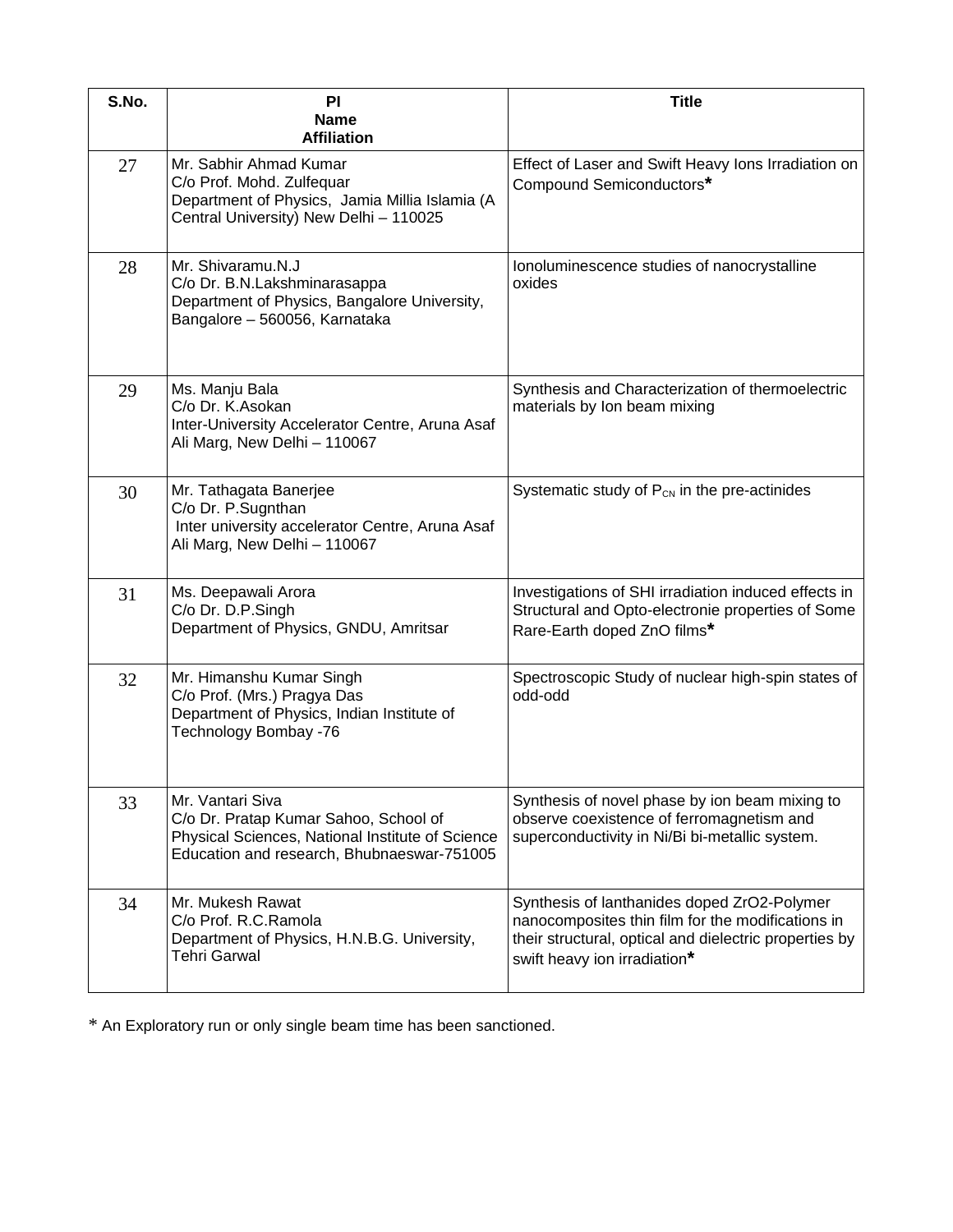| S.No. | PI Name Affiliation | Title |
|---|---|---|
| 27 | Mr. Sabhir Ahmad Kumar<br>C/o Prof. Mohd. Zulfequar<br>Department of Physics, Jamia Millia Islamia (A Central University) New Delhi – 110025 | Effect of Laser and Swift Heavy Ions Irradiation on Compound Semiconductors* |
| 28 | Mr. Shivaramu.N.J<br>C/o Dr. B.N.Lakshminarasappa<br>Department of Physics, Bangalore University, Bangalore – 560056, Karnataka | Ionoluminescence studies of nanocrystalline oxides |
| 29 | Ms. Manju Bala<br>C/o Dr. K.Asokan<br>Inter-University Accelerator Centre, Aruna Asaf Ali Marg, New Delhi – 110067 | Synthesis and Characterization of thermoelectric materials by Ion beam mixing |
| 30 | Mr. Tathagata Banerjee<br>C/o Dr. P.Sugnthan<br>Inter university accelerator Centre, Aruna Asaf Ali Marg, New Delhi – 110067 | Systematic study of $P_{CN}$ in the pre-actinides |
| 31 | Ms. Deepawali Arora<br>C/o Dr. D.P.Singh<br>Department of Physics, GNDU, Amritsar | Investigations of SHI irradiation induced effects in Structural and Opto-electronie properties of Some Rare-Earth doped ZnO films* |
| 32 | Mr. Himanshu Kumar Singh<br>C/o Prof. (Mrs.) Pragya Das<br>Department of Physics, Indian Institute of Technology Bombay -76 | Spectroscopic Study of nuclear high-spin states of odd-odd |
| 33 | Mr. Vantari Siva<br>C/o Dr. Pratap Kumar Sahoo, School of Physical Sciences, National Institute of Science Education and research, Bhubnaeswar-751005 | Synthesis of novel phase by ion beam mixing to observe coexistence of ferromagnetism and superconductivity in Ni/Bi bi-metallic system. |
| 34 | Mr. Mukesh Rawat<br>C/o Prof. R.C.Ramola<br>Department of Physics, H.N.B.G. University, Tehri Garwal | Synthesis of lanthanides doped $ZrO_2$-Polymer nanocomposites thin film for the modifications in their structural, optical and dielectric properties by swift heavy ion irradiation* |

* An Exploratory run or only single beam time has been sanctioned.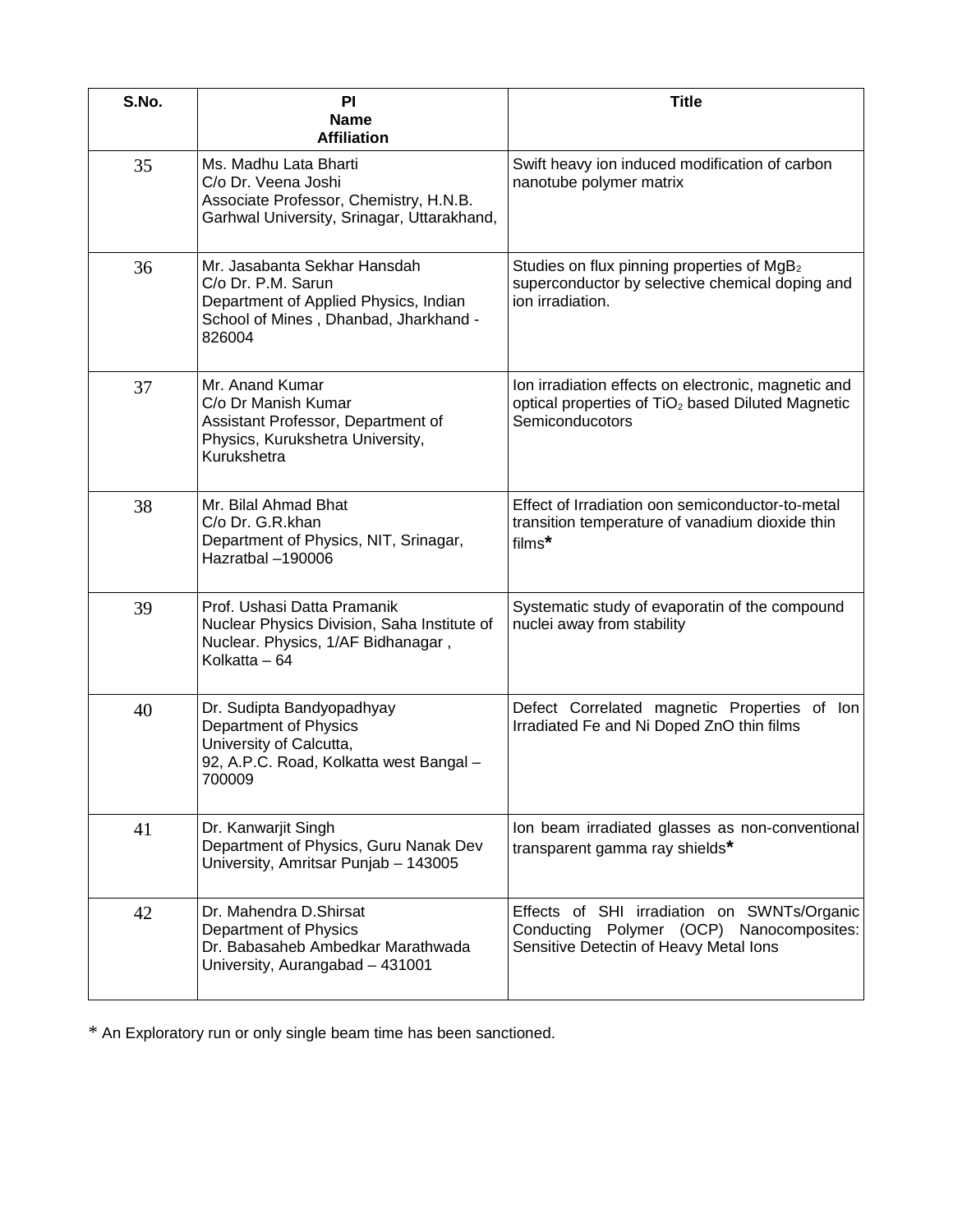| S.No. | PI Name Affiliation | Title |
|---|---|---|
| 35 | Ms. Madhu Lata Bharti<br>C/o Dr. Veena Joshi<br>Associate Professor, Chemistry, H.N.B. Garhwal University, Srinagar, Uttarakhand, | Swift heavy ion induced modification of carbon nanotube polymer matrix |
| 36 | Mr. Jasabanta Sekhar Hansdah<br>C/o Dr. P.M. Sarun<br>Department of Applied Physics, Indian School of Mines , Dhanbad, Jharkhand - 826004 | Studies on flux pinning properties of $MgB_2$ superconductor by selective chemical doping and ion irradiation. |
| 37 | Mr. Anand Kumar<br>C/o Dr Manish Kumar<br>Assistant Professor, Department of Physics, Kurukshetra University, Kurukshetra | Ion irradiation effects on electronic, magnetic and optical properties of $TiO_2$ based Diluted Magnetic Semiconducotors |
| 38 | Mr. Bilal Ahmad Bhat<br>C/o Dr. G.R.khan<br>Department of Physics, NIT, Srinagar, Hazratbal –190006 | Effect of Irradiation oon semiconductor-to-metal transition temperature of vanadium dioxide thin films* |
| 39 | Prof. Ushasi Datta Pramanik<br>Nuclear Physics Division, Saha Institute of Nuclear. Physics, 1/AF Bidhanagar , Kolkatta – 64 | Systematic study of evaporatin of the compound nuclei away from stability |
| 40 | Dr. Sudipta Bandyopadhyay<br>Department of Physics<br>University of Calcutta,<br>92, A.P.C. Road, Kolkatta west Bangal – 700009 | Defect Correlated magnetic Properties of Ion Irradiated Fe and Ni Doped ZnO thin films |
| 41 | Dr. Kanwarjit Singh<br>Department of Physics, Guru Nanak Dev University, Amritsar Punjab – 143005 | Ion beam irradiated glasses as non-conventional transparent gamma ray shields* |
| 42 | Dr. Mahendra D.Shirsat<br>Department of Physics<br>Dr. Babasaheb Ambedkar Marathwada University, Aurangabad – 431001 | Effects of SHI irradiation on SWNTs/Organic Conducting Polymer (OCP) Nanocomposites: Sensitive Detectin of Heavy Metal Ions |

* An Exploratory run or only single beam time has been sanctioned.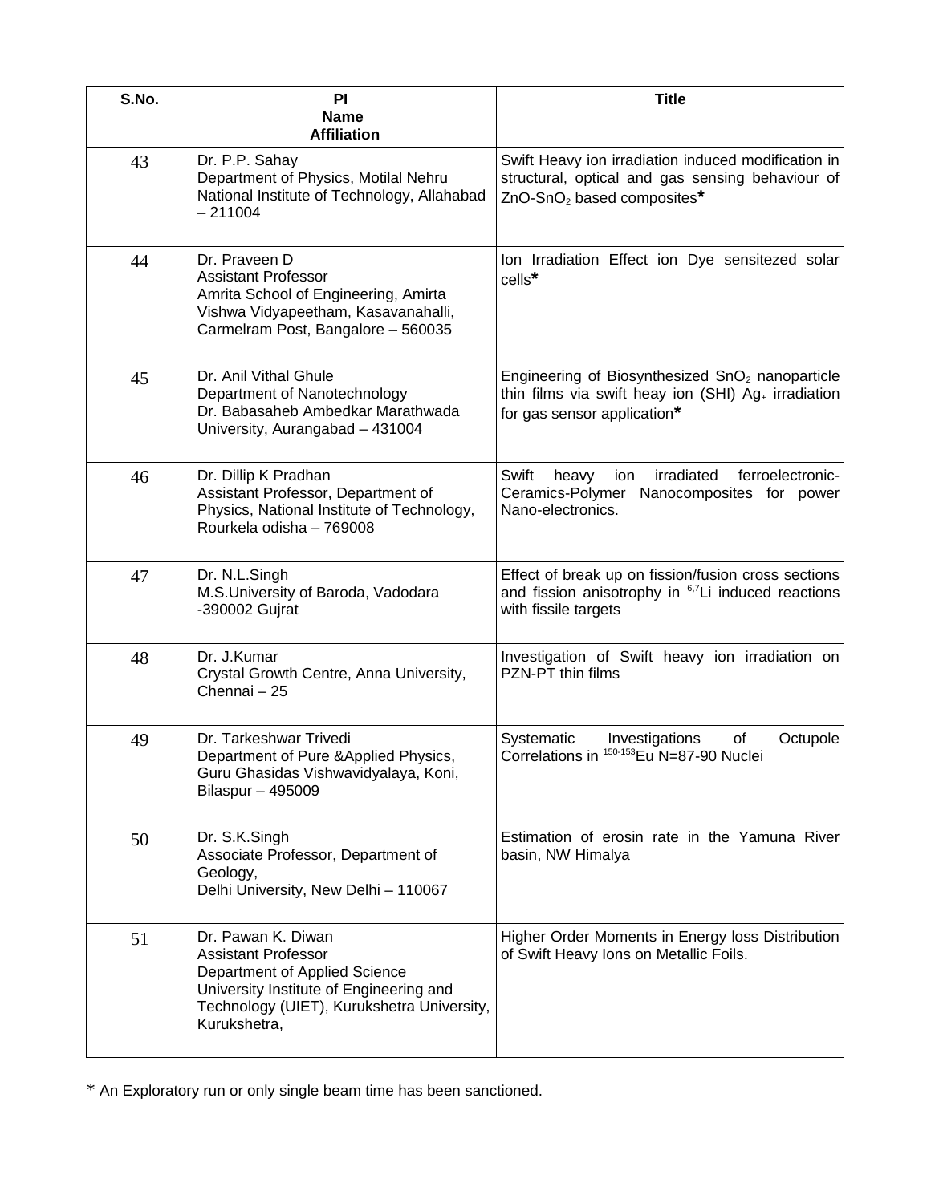| S.No. | PI<br>Name<br>Affiliation | Title |
|---|---|---|
| 43 | Dr. P.P. Sahay<br>Department of Physics, Motilal Nehru National Institute of Technology, Allahabad – 211004 | Swift Heavy ion irradiation induced modification in structural, optical and gas sensing behaviour of ZnO-$SnO_2$ based composites* |
| 44 | Dr. Praveen D<br>Assistant Professor<br>Amrita School of Engineering, Amirta Vishwa Vidyapeetham, Kasavanahalli, Carmelram Post, Bangalore – 560035 | Ion Irradiation Effect ion Dye sensitezed solar cells* |
| 45 | Dr. Anil Vithal Ghule<br>Department of Nanotechnology<br>Dr. Babasaheb Ambedkar Marathwada University, Aurangabad – 431004 | Engineering of Biosynthesized $SnO_2$ nanoparticle thin films via swift heay ion (SHI) $Ag_+$ irradiation for gas sensor application* |
| 46 | Dr. Dillip K Pradhan<br>Assistant Professor, Department of Physics, National Institute of Technology, Rourkela odisha – 769008 | Swift heavy ion irradiated ferroelectronic-Ceramics-Polymer Nanocomposites for power Nano-electronics. |
| 47 | Dr. N.L.Singh<br>M.S.University of Baroda, Vadodara -390002 Gujrat | Effect of break up on fission/fusion cross sections and fission anisotrophy in $^{6,7}Li$ induced reactions with fissile targets |
| 48 | Dr. J.Kumar<br>Crystal Growth Centre, Anna University, Chennai – 25 | Investigation of Swift heavy ion irradiation on PZN-PT thin films |
| 49 | Dr. Tarkeshwar Trivedi<br>Department of Pure &Applied Physics, Guru Ghasidas Vishwavidyalaya, Koni, Bilaspur – 495009 | Systematic Investigations of Octupole Correlations in $^{150-153}Eu$ N=87-90 Nuclei |
| 50 | Dr. S.K.Singh<br>Associate Professor, Department of Geology,<br>Delhi University, New Delhi – 110067 | Estimation of erosin rate in the Yamuna River basin, NW Himalya |
| 51 | Dr. Pawan K. Diwan<br>Assistant Professor<br>Department of Applied Science<br>University Institute of Engineering and Technology (UIET), Kurukshetra University, Kurukshetra, | Higher Order Moments in Energy loss Distribution of Swift Heavy Ions on Metallic Foils. |

* An Exploratory run or only single beam time has been sanctioned.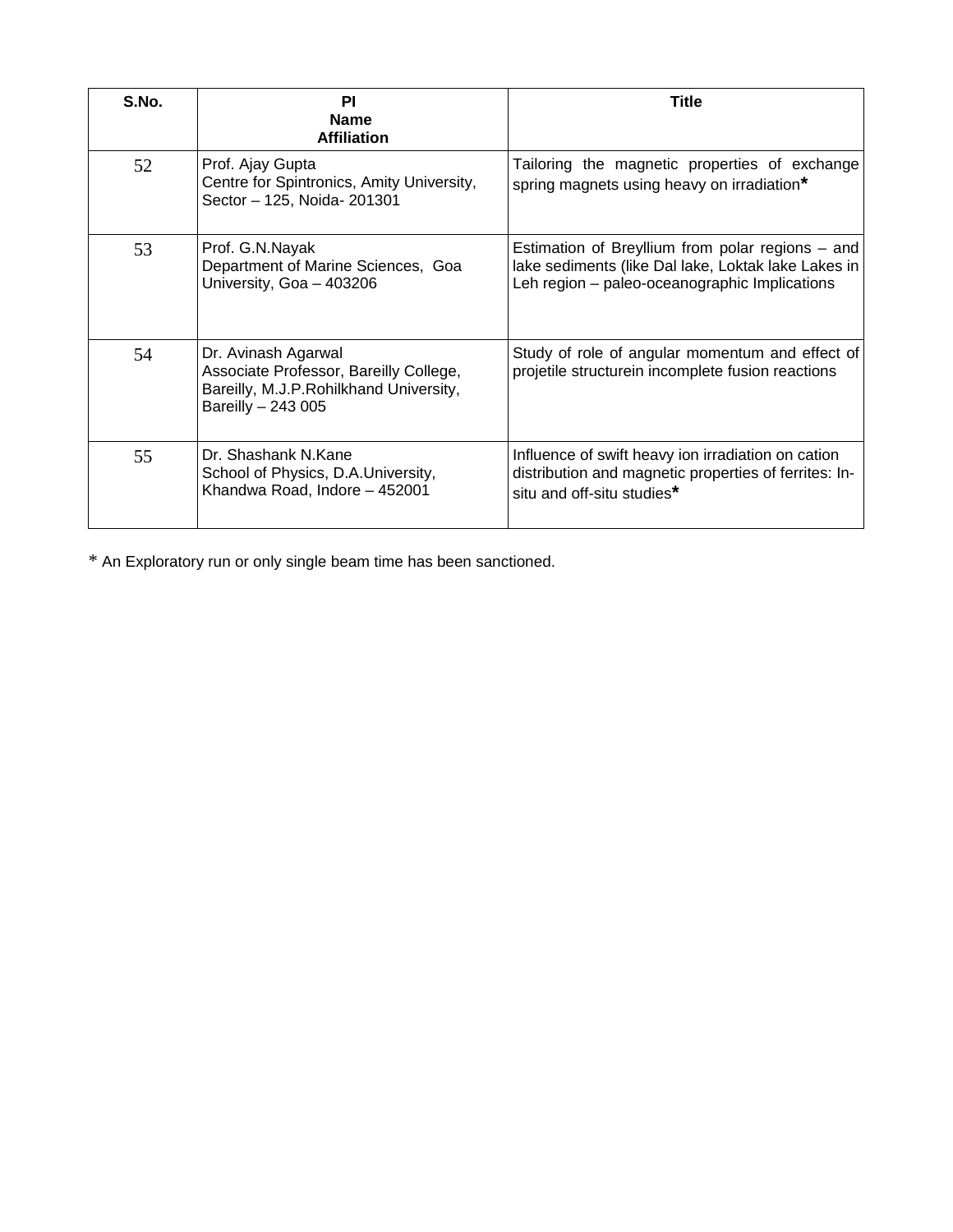| S.No. | PI<br>Name<br>Affiliation | Title |
|---|---|---|
| 52 | Prof. Ajay Gupta<br>Centre for Spintronics, Amity University, Sector – 125, Noida- 201301 | Tailoring the magnetic properties of exchange spring magnets using heavy on irradiation* |
| 53 | Prof. G.N.Nayak<br>Department of Marine Sciences, Goa University, Goa – 403206 | Estimation of Breyllium from polar regions – and lake sediments (like Dal lake, Loktak lake Lakes in Leh region – paleo-oceanographic Implications |
| 54 | Dr. Avinash Agarwal<br>Associate Professor, Bareilly College, Bareilly, M.J.P.Rohilkhand University, Bareilly – 243 005 | Study of role of angular momentum and effect of projetile structurein incomplete fusion reactions |
| 55 | Dr. Shashank N.Kane<br>School of Physics, D.A.University, Khandwa Road, Indore – 452001 | Influence of swift heavy ion irradiation on cation distribution and magnetic properties of ferrites: In-situ and off-situ studies* |

* An Exploratory run or only single beam time has been sanctioned.